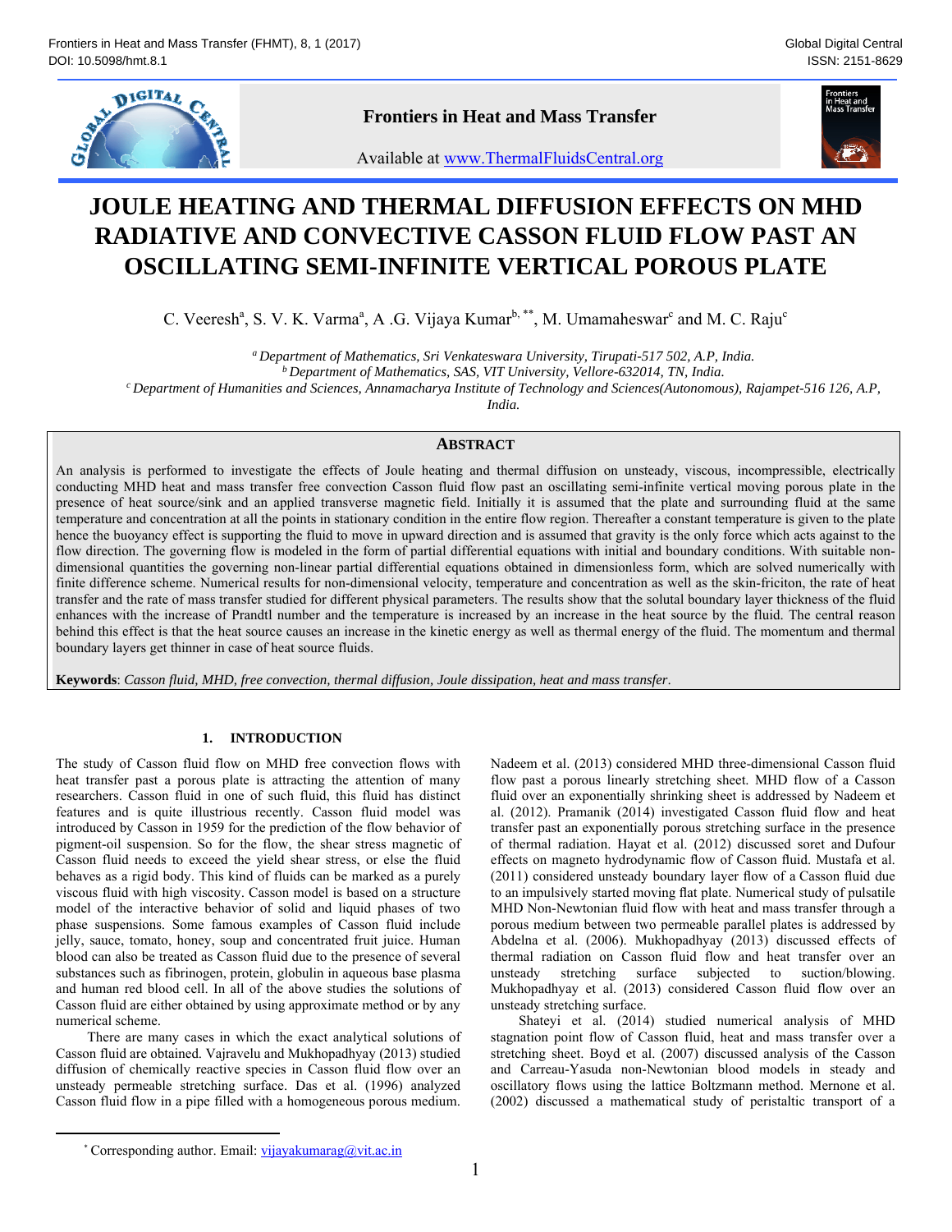# JOULE HEATING AND THERMAL DIFFUSION EFFECTS ON MHD RADIATIVE AND CONVECTIVE CASSON FLUID FLOW PAST AN OSCILLATING SEMI-INFINITE VERTICAL POROUS PLATE

C. Veeresh[a], S. V. K. Varma[a], A .G. Vijaya Kumar[b, **], M. Umamaheswar[c] and M. C. Raju[c]

[a] *Department of Mathematics, Sri Venkateswara University, Tirupati-517 502, A.P, India.*
[b] *Department of Mathematics, SAS, VIT University, Vellore-632014, TN, India.*
[c] *Department of Humanities and Sciences, Annamacharya Institute of Technology and Sciences(Autonomous), Rajampet-516 126, A.P, India.*

## ABSTRACT

An analysis is performed to investigate the effects of Joule heating and thermal diffusion on unsteady, viscous, incompressible, electrically conducting MHD heat and mass transfer free convection Casson fluid flow past an oscillating semi-infinite vertical moving porous plate in the presence of heat source/sink and an applied transverse magnetic field. Initially it is assumed that the plate and surrounding fluid at the same temperature and concentration at all the points in stationary condition in the entire flow region. Thereafter a constant temperature is given to the plate hence the buoyancy effect is supporting the fluid to move in upward direction and is assumed that gravity is the only force which acts against to the flow direction. The governing flow is modeled in the form of partial differential equations with initial and boundary conditions. With suitable non-dimensional quantities the governing non-linear partial differential equations obtained in dimensionless form, which are solved numerically with finite difference scheme. Numerical results for non-dimensional velocity, temperature and concentration as well as the skin-friciton, the rate of heat transfer and the rate of mass transfer studied for different physical parameters. The results show that the solutal boundary layer thickness of the fluid enhances with the increase of Prandtl number and the temperature is increased by an increase in the heat source by the fluid. The central reason behind this effect is that the heat source causes an increase in the kinetic energy as well as thermal energy of the fluid. The momentum and thermal boundary layers get thinner in case of heat source fluids.

**Keywords**: *Casson fluid, MHD, free convection, thermal diffusion, Joule dissipation, heat and mass transfer*.

## 1. INTRODUCTION

The study of Casson fluid flow on MHD free convection flows with heat transfer past a porous plate is attracting the attention of many researchers. Casson fluid in one of such fluid, this fluid has distinct features and is quite illustrious recently. Casson fluid model was introduced by Casson in 1959 for the prediction of the flow behavior of pigment-oil suspension. So for the flow, the shear stress magnetic of Casson fluid needs to exceed the yield shear stress, or else the fluid behaves as a rigid body. This kind of fluids can be marked as a purely viscous fluid with high viscosity. Casson model is based on a structure model of the interactive behavior of solid and liquid phases of two phase suspensions. Some famous examples of Casson fluid include jelly, sauce, tomato, honey, soup and concentrated fruit juice. Human blood can also be treated as Casson fluid due to the presence of several substances such as fibrinogen, protein, globulin in aqueous base plasma and human red blood cell. In all of the above studies the solutions of Casson fluid are either obtained by using approximate method or by any numerical scheme.

There are many cases in which the exact analytical solutions of Casson fluid are obtained. Vajravelu and Mukhopadhyay (2013) studied diffusion of chemically reactive species in Casson fluid flow over an unsteady permeable stretching surface. Das et al. (1996) analyzed Casson fluid flow in a pipe filled with a homogeneous porous medium. Nadeem et al. (2013) considered MHD three-dimensional Casson fluid flow past a porous linearly stretching sheet. MHD flow of a Casson fluid over an exponentially shrinking sheet is addressed by Nadeem et al. (2012). Pramanik (2014) investigated Casson fluid flow and heat transfer past an exponentially porous stretching surface in the presence of thermal radiation. Hayat et al. (2012) discussed soret and Dufour effects on magneto hydrodynamic flow of Casson fluid. Mustafa et al. (2011) considered unsteady boundary layer flow of a Casson fluid due to an impulsively started moving flat plate. Numerical study of pulsatile MHD Non-Newtonian fluid flow with heat and mass transfer through a porous medium between two permeable parallel plates is addressed by Abdelna et al. (2006). Mukhopadhyay (2013) discussed effects of thermal radiation on Casson fluid flow and heat transfer over an unsteady stretching surface subjected to suction/blowing. Mukhopadhyay et al. (2013) considered Casson fluid flow over an unsteady stretching surface.

Shateyi et al. (2014) studied numerical analysis of MHD stagnation point flow of Casson fluid, heat and mass transfer over a stretching sheet. Boyd et al. (2007) discussed analysis of the Casson and Carreau-Yasuda non-Newtonian blood models in steady and oscillatory flows using the lattice Boltzmann method. Mernone et al. (2002) discussed a mathematical study of peristaltic transport of a

---

[*] Corresponding author. Email: vijayakumarag@vit.ac.in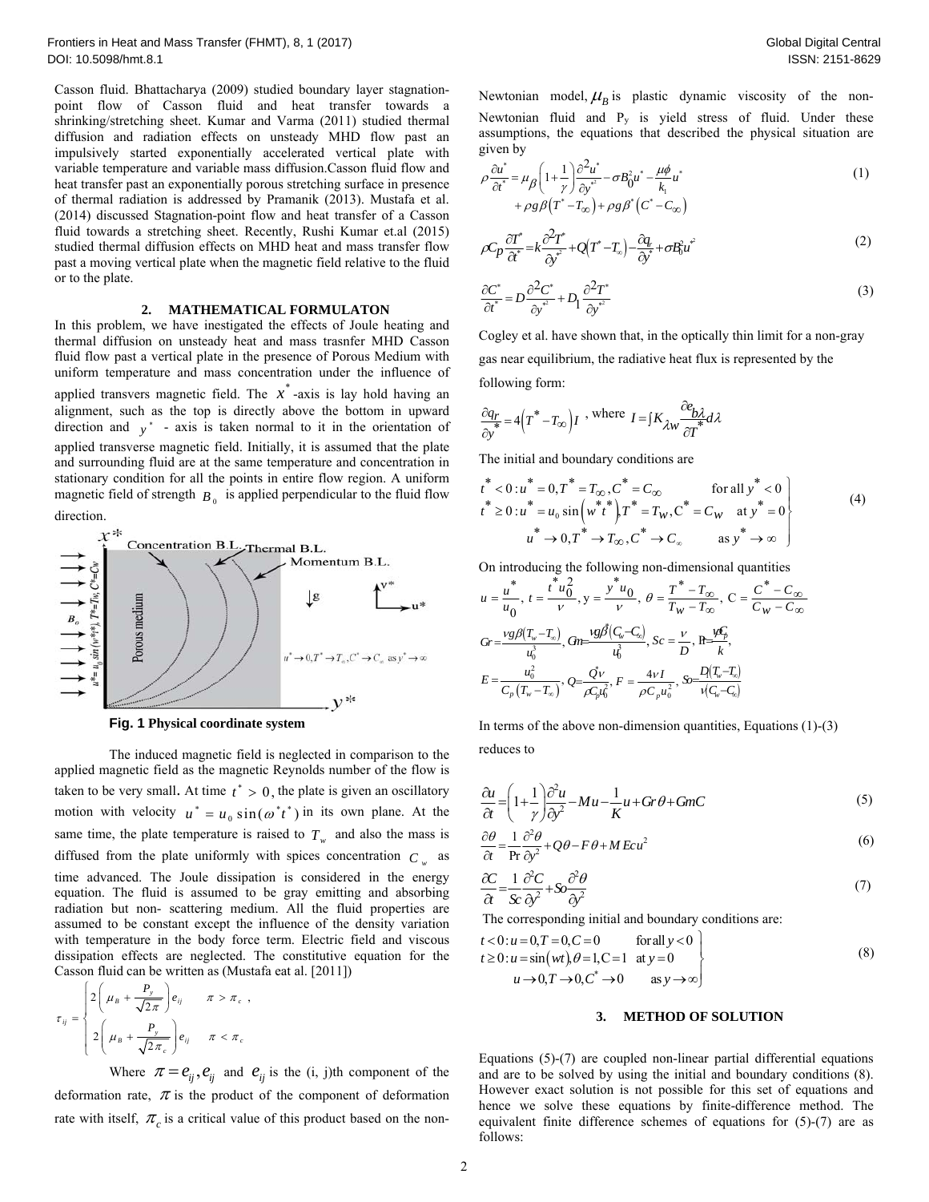Casson fluid. Bhattacharya (2009) studied boundary layer stagnation-point flow of Casson fluid and heat transfer towards a shrinking/stretching sheet. Kumar and Varma (2011) studied thermal diffusion and radiation effects on unsteady MHD flow past an impulsively started exponentially accelerated vertical plate with variable temperature and variable mass diffusion.Casson fluid flow and heat transfer past an exponentially porous stretching surface in presence of thermal radiation is addressed by Pramanik (2013). Mustafa et al. (2014) discussed Stagnation-point flow and heat transfer of a Casson fluid towards a stretching sheet. Recently, Rushi Kumar et.al (2015) studied thermal diffusion effects on MHD heat and mass transfer flow past a moving vertical plate when the magnetic field relative to the fluid or to the plate.

## 2. MATHEMATICAL FORMULATON

In this problem, we have inestigated the effects of Joule heating and thermal diffusion on unsteady heat and mass trasnfer MHD Casson fluid flow past a vertical plate in the presence of Porous Medium with uniform temperature and mass concentration under the influence of applied transvers magnetic field. The $x^*$-axis is lay hold having an alignment, such as the top is directly above the bottom in upward direction and $y^*$ - axis is taken normal to it in the orientation of applied transverse magnetic field. Initially, it is assumed that the plate and surrounding fluid are at the same temperature and concentration in stationary condition for all the points in entire flow region. A uniform magnetic field of strength $B_0$ is applied perpendicular to the fluid flow direction.

**Fig. 1 Physical coordinate system**

The induced magnetic field is neglected in comparison to the applied magnetic field as the magnetic Reynolds number of the flow is taken to be very small. At time $t^* > 0$, the plate is given an oscillatory motion with velocity $u^* = u_0 \sin(\omega^* t^*)$ in its own plane. At the same time, the plate temperature is raised to $T_w$ and also the mass is diffused from the plate uniformly with spices concentration $C_w$ as time advanced. The Joule dissipation is considered in the energy equation. The fluid is assumed to be gray emitting and absorbing radiation but non- scattering medium. All the fluid properties are assumed to be constant except the influence of the density variation with temperature in the body force term. Electric field and viscous dissipation effects are neglected. The constitutive equation for the Casson fluid can be written as (Mustafa eat al. [2011])

$$\tau_{ij} = \begin{cases} 2\left(\mu_B + \dfrac{P_y}{\sqrt{2\pi}}\right)e_{ij} & \pi > \pi_c \, , \\ 2\left(\mu_B + \dfrac{P_y}{\sqrt{2\pi_c}}\right)e_{ij} & \pi < \pi_c \end{cases}$$

Where $\pi = e_{ij}, e_{ij}$ and $e_{ij}$ is the (i, j)th component of the deformation rate, $\pi$ is the product of the component of deformation rate with itself, $\pi_c$ is a critical value of this product based on the non-Newtonian model, $\mu_B$ is plastic dynamic viscosity of the non-Newtonian fluid and $P_y$ is yield stress of fluid. Under these assumptions, the equations that described the physical situation are given by

$$\rho\frac{\partial u^*}{\partial t^*} = \mu_\beta\left(1+\frac{1}{\gamma}\right)\frac{\partial^2 u^*}{\partial y^{*2}} - \sigma B_0^2 u^* - \frac{\mu\phi}{k_1}u^* + \rho g\beta\left(T^* - T_\infty\right) + \rho g\beta^*\left(C^* - C_\infty\right) \tag{1}$$

$$\rho C_p \frac{\partial T^*}{\partial t^*} = k\frac{\partial^2 T^*}{\partial y^{*2}} + Q\left(T^* - T_\infty\right) - \frac{\partial q_r}{\partial y^*} + \sigma B_0^2 u^{*2} \tag{2}$$

$$\frac{\partial C^*}{\partial t^*} = D\frac{\partial^2 C^*}{\partial y^{*2}} + D_1\frac{\partial^2 T^*}{\partial y^{*2}} \tag{3}$$

Cogley et al. have shown that, in the optically thin limit for a non-gray gas near equilibrium, the radiative heat flux is represented by the following form:

$$\frac{\partial q_r}{\partial y^*} = 4\left(T^* - T_\infty\right)I \text{ , where } I = \int K_{\lambda w}\frac{\partial e_{b\lambda}}{\partial T^*}d\lambda$$

The initial and boundary conditions are

$$\left.\begin{array}{lll} t^* < 0: u^* = 0, T^* = T_\infty, C^* = C_\infty & & \text{for all } y^* < 0 \\ t^* \geq 0: u^* = u_0\sin\left(w^* t^*\right), T^* = T_W, C^* = C_W & & \text{at } y^* = 0 \\ \quad u^* \to 0, T^* \to T_\infty, C^* \to C_\infty & & \text{as } y^* \to \infty \end{array}\right\} \tag{4}$$

On introducing the following non-dimensional quantities

$$u = \frac{u^*}{u_0},\ t = \frac{t^* u_0^2}{\nu},\ \mathrm{y} = \frac{y^* u_0}{\nu},\ \theta = \frac{T^* - T_\infty}{T_W - T_\infty},\ \mathrm{C} = \frac{C^* - C_\infty}{C_W - C_\infty}$$

$$Gr = \frac{\nu g\beta\left(T_w - T_\infty\right)}{u_0^3},\ Gm = \frac{\nu g\beta^*\left(C_w - C_\infty\right)}{u_0^3},\ Sc = \frac{\nu}{D},\ \Pr = \frac{\mu C_p}{k},$$

$$E = \frac{u_0^2}{C_p\left(T_w - T_\infty\right)},\ Q = \frac{Q^*\nu}{\rho C_p u_0^2},\ F = \frac{4\nu I}{\rho C_p u_0^2},\ So = \frac{D_1\left(T_w - T_\infty\right)}{\nu\left(C_w - C_\infty\right)}$$

In terms of the above non-dimension quantities, Equations (1)-(3) reduces to

$$\frac{\partial u}{\partial t} = \left(1+\frac{1}{\gamma}\right)\frac{\partial^2 u}{\partial y^2} - Mu - \frac{1}{K}u + Gr\,\theta + GmC \tag{5}$$

$$\frac{\partial \theta}{\partial t} = \frac{1}{\Pr}\frac{\partial^2 \theta}{\partial y^2} + Q\theta - F\theta + M\,Ecu^2 \tag{6}$$

$$\frac{\partial C}{\partial t} = \frac{1}{Sc}\frac{\partial^2 C}{\partial y^2} + So\frac{\partial^2 \theta}{\partial y^2} \tag{7}$$

The corresponding initial and boundary conditions are:

$$\left.\begin{array}{ll} t < 0: u = 0, T = 0, C = 0 & \text{for all } y < 0 \\ t \geq 0: u = \sin(wt), \theta = 1, \mathrm{C} = 1 & \text{at } y = 0 \\ \quad u \to 0, T \to 0, C^* \to 0 & \text{as } y \to \infty \end{array}\right\} \tag{8}$$

## 3. METHOD OF SOLUTION

Equations (5)-(7) are coupled non-linear partial differential equations and are to be solved by using the initial and boundary conditions (8). However exact solution is not possible for this set of equations and hence we solve these equations by finite-difference method. The equivalent finite difference schemes of equations for (5)-(7) are as follows: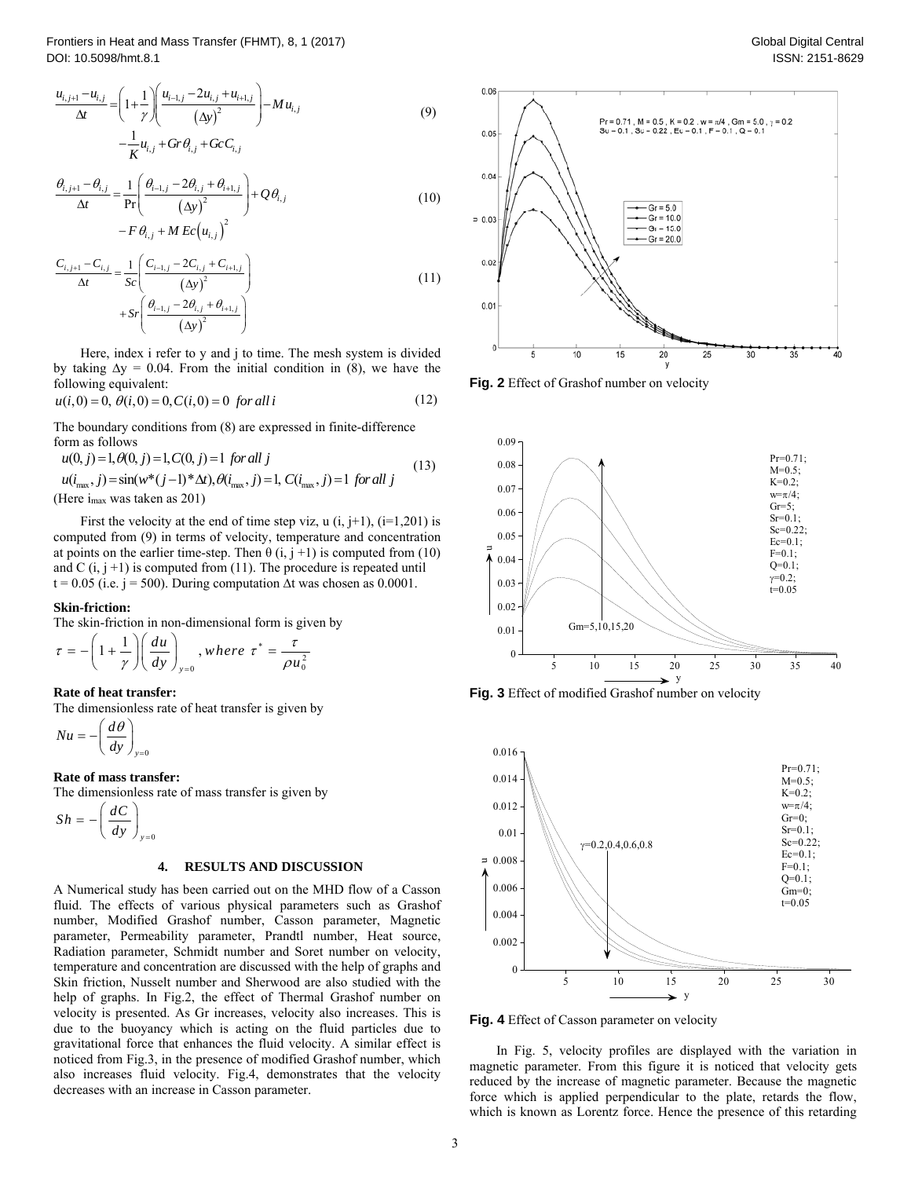$$\frac{u_{i,j+1}-u_{i,j}}{\Delta t}=\left(1+\frac{1}{\gamma}\right)\left(\frac{u_{i-1,j}-2u_{i,j}+u_{i+1,j}}{(\Delta y)^2}\right)-M u_{i,j} -\frac{1}{K}u_{i,j}+Gr\,\theta_{i,j}+Gc\,C_{i,j} \tag{9}$$

$$\frac{\theta_{i,j+1}-\theta_{i,j}}{\Delta t}=\frac{1}{\Pr}\left(\frac{\theta_{i-1,j}-2\theta_{i,j}+\theta_{i+1,j}}{(\Delta y)^2}\right)+Q\theta_{i,j} -F\,\theta_{i,j}+M\,Ec\left(u_{i,j}\right)^2 \tag{10}$$

$$\frac{C_{i,j+1}-C_{i,j}}{\Delta t}=\frac{1}{Sc}\left(\frac{C_{i-1,j}-2C_{i,j}+C_{i+1,j}}{(\Delta y)^2}\right) +Sr\left(\frac{\theta_{i-1,j}-2\theta_{i,j}+\theta_{i+1,j}}{(\Delta y)^2}\right) \tag{11}$$

Here, index i refer to y and j to time. The mesh system is divided by taking $\Delta y = 0.04$. From the initial condition in (8), we have the following equivalent:

$$u(i,0)=0,\ \theta(i,0)=0, C(i,0)=0\ \ for\ all\ i \tag{12}$$

The boundary conditions from (8) are expressed in finite-difference form as follows

$$\begin{aligned} &u(0,j)=1, \theta(0,j)=1, C(0,j)=1\ \ for\ all\ j \\ &u(i_{\max},j)=\sin(w*(j-1)*\Delta t), \theta(i_{\max},j)=1,\ C(i_{\max},j)=1\ \ for\ all\ j \end{aligned} \tag{13}$$

(Here $i_{\max}$ was taken as 201)

First the velocity at the end of time step viz, u (i, j+1), (i=1,201) is computed from (9) in terms of velocity, temperature and concentration at points on the earlier time-step. Then θ (i, j +1) is computed from (10) and C (i, j +1) is computed from (11). The procedure is repeated until t = 0.05 (i.e. j = 500). During computation Δt was chosen as 0.0001.

**Skin-friction:**

The skin-friction in non-dimensional form is given by

$$\tau=-\left(1+\frac{1}{\gamma}\right)\left(\frac{du}{dy}\right)_{y=0},\ where\ \tau^{*}=\frac{\tau}{\rho u_0^2}$$

**Rate of heat transfer:**

The dimensionless rate of heat transfer is given by

$$Nu=-\left(\frac{d\theta}{dy}\right)_{y=0}$$

**Rate of mass transfer:**

The dimensionless rate of mass transfer is given by

$$Sh=-\left(\frac{dC}{dy}\right)_{y=0}$$

## 4. RESULTS AND DISCUSSION

A Numerical study has been carried out on the MHD flow of a Casson fluid. The effects of various physical parameters such as Grashof number, Modified Grashof number, Casson parameter, Magnetic parameter, Permeability parameter, Prandtl number, Heat source, Radiation parameter, Schmidt number and Soret number on velocity, temperature and concentration are discussed with the help of graphs and Skin friction, Nusselt number and Sherwood are also studied with the help of graphs. In Fig.2, the effect of Thermal Grashof number on velocity is presented. As Gr increases, velocity also increases. This is due to the buoyancy which is acting on the fluid particles due to gravitational force that enhances the fluid velocity. A similar effect is noticed from Fig.3, in the presence of modified Grashof number, which also increases fluid velocity. Fig.4, demonstrates that the velocity decreases with an increase in Casson parameter.

**Fig. 2** Effect of Grashof number on velocity

**Fig. 3** Effect of modified Grashof number on velocity

**Fig. 4** Effect of Casson parameter on velocity

In Fig. 5, velocity profiles are displayed with the variation in magnetic parameter. From this figure it is noticed that velocity gets reduced by the increase of magnetic parameter. Because the magnetic force which is applied perpendicular to the plate, retards the flow, which is known as Lorentz force. Hence the presence of this retarding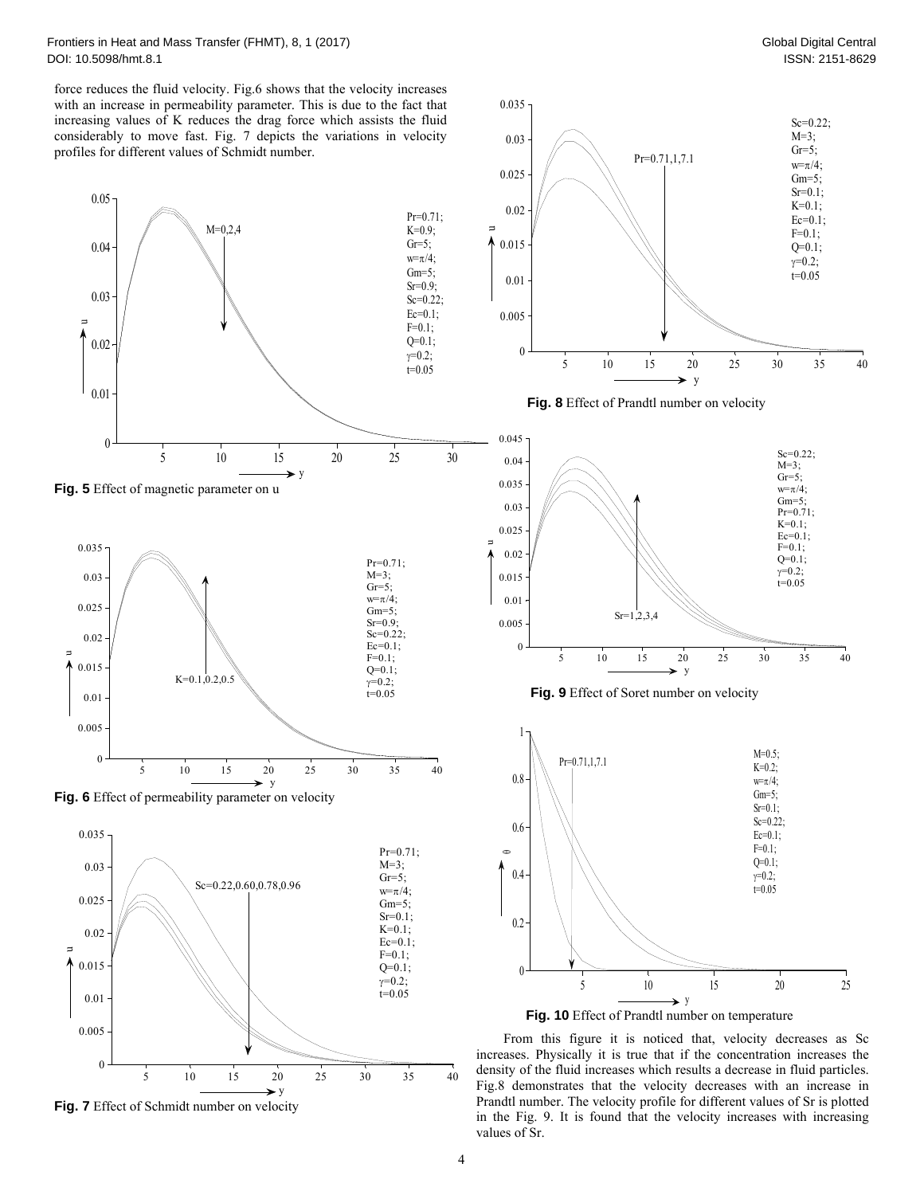force reduces the fluid velocity. Fig.6 shows that the velocity increases with an increase in permeability parameter. This is due to the fact that increasing values of K reduces the drag force which assists the fluid considerably to move fast. Fig. 7 depicts the variations in velocity profiles for different values of Schmidt number.

**Fig. 5** Effect of magnetic parameter on u

**Fig. 6** Effect of permeability parameter on velocity

**Fig. 7** Effect of Schmidt number on velocity

**Fig. 8** Effect of Prandtl number on velocity

**Fig. 9** Effect of Soret number on velocity

**Fig. 10** Effect of Prandtl number on temperature

From this figure it is noticed that, velocity decreases as Sc increases. Physically it is true that if the concentration increases the density of the fluid increases which results a decrease in fluid particles. Fig.8 demonstrates that the velocity decreases with an increase in Prandtl number. The velocity profile for different values of Sr is plotted in the Fig. 9. It is found that the velocity increases with increasing values of Sr.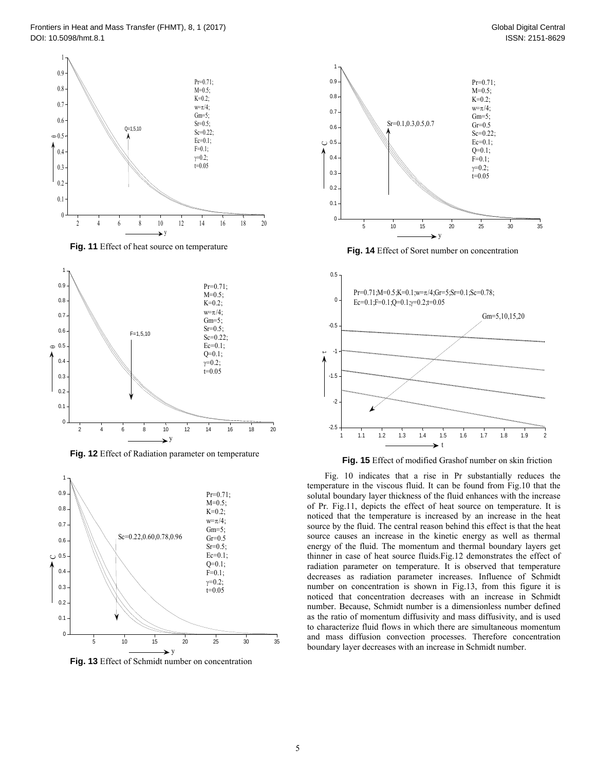**Fig. 11** Effect of heat source on temperature

**Fig. 12** Effect of Radiation parameter on temperature

**Fig. 13** Effect of Schmidt number on concentration

**Fig. 14** Effect of Soret number on concentration

**Fig. 15** Effect of modified Grashof number on skin friction

Fig. 10 indicates that a rise in Pr substantially reduces the temperature in the viscous fluid. It can be found from Fig.10 that the solutal boundary layer thickness of the fluid enhances with the increase of Pr. Fig.11, depicts the effect of heat source on temperature. It is noticed that the temperature is increased by an increase in the heat source by the fluid. The central reason behind this effect is that the heat source causes an increase in the kinetic energy as well as thermal energy of the fluid. The momentum and thermal boundary layers get thinner in case of heat source fluids.Fig.12 demonstrates the effect of radiation parameter on temperature. It is observed that temperature decreases as radiation parameter increases. Influence of Schmidt number on concentration is shown in Fig.13, from this figure it is noticed that concentration decreases with an increase in Schmidt number. Because, Schmidt number is a dimensionless number defined as the ratio of momentum diffusivity and mass diffusivity, and is used to characterize fluid flows in which there are simultaneous momentum and mass diffusion convection processes. Therefore concentration boundary layer decreases with an increase in Schmidt number.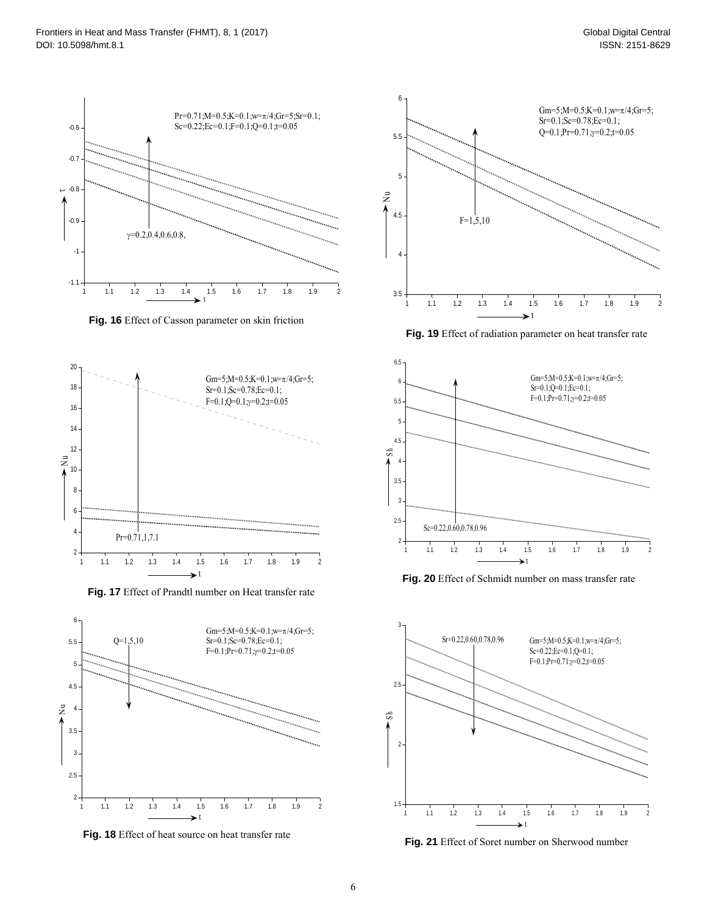Fig. 16 Effect of Casson parameter on skin friction

Fig. 17 Effect of Prandtl number on Heat transfer rate

Fig. 18 Effect of heat source on heat transfer rate

Fig. 19 Effect of radiation parameter on heat transfer rate

Fig. 20 Effect of Schmidt number on mass transfer rate

Fig. 21 Effect of Soret number on Sherwood number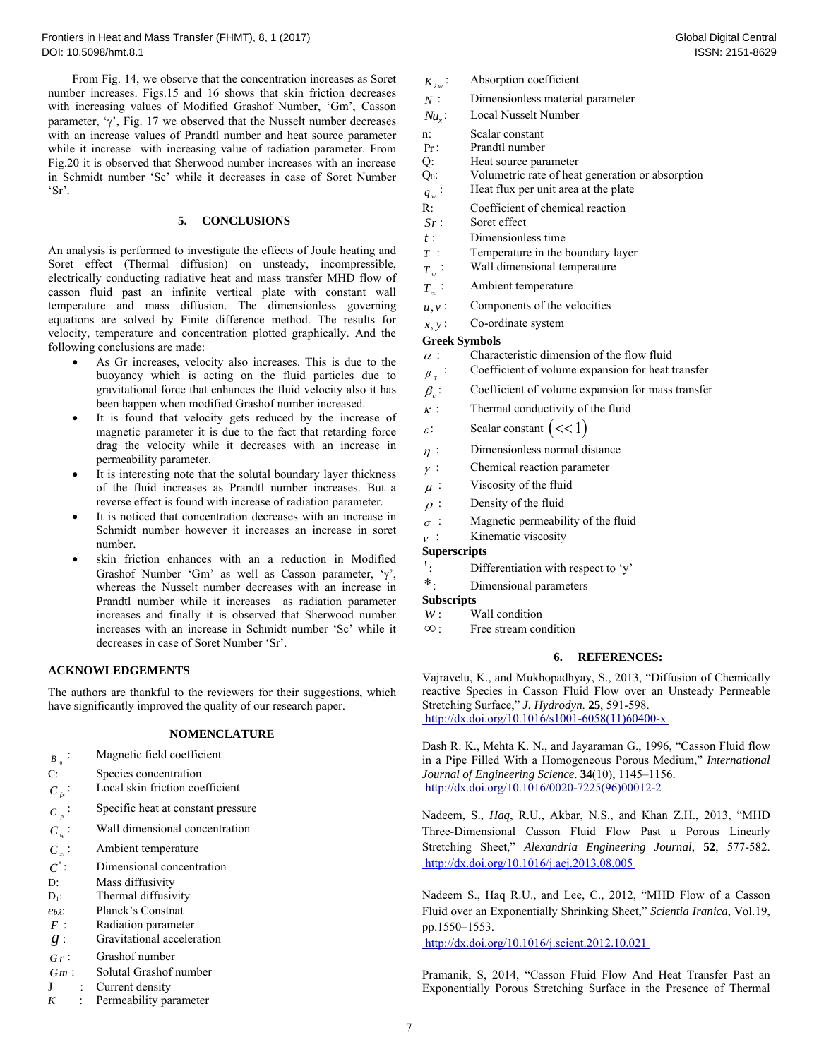From Fig. 14, we observe that the concentration increases as Soret number increases. Figs.15 and 16 shows that skin friction decreases with increasing values of Modified Grashof Number, 'Gm', Casson parameter, 'γ', Fig. 17 we observed that the Nusselt number decreases with an increase values of Prandtl number and heat source parameter while it increase with increasing value of radiation parameter. From Fig.20 it is observed that Sherwood number increases with an increase in Schmidt number 'Sc' while it decreases in case of Soret Number 'Sr'.

## 5. CONCLUSIONS

An analysis is performed to investigate the effects of Joule heating and Soret effect (Thermal diffusion) on unsteady, incompressible, electrically conducting radiative heat and mass transfer MHD flow of casson fluid past an infinite vertical plate with constant wall temperature and mass diffusion. The dimensionless governing equations are solved by Finite difference method. The results for velocity, temperature and concentration plotted graphically. And the following conclusions are made:

- As Gr increases, velocity also increases. This is due to the buoyancy which is acting on the fluid particles due to gravitational force that enhances the fluid velocity also it has been happen when modified Grashof number increased.
- It is found that velocity gets reduced by the increase of magnetic parameter it is due to the fact that retarding force drag the velocity while it decreases with an increase in permeability parameter.
- It is interesting note that the solutal boundary layer thickness of the fluid increases as Prandtl number increases. But a reverse effect is found with increase of radiation parameter.
- It is noticed that concentration decreases with an increase in Schmidt number however it increases an increase in soret number.
- skin friction enhances with an a reduction in Modified Grashof Number 'Gm' as well as Casson parameter, 'γ', whereas the Nusselt number decreases with an increase in Prandtl number while it increases as radiation parameter increases and finally it is observed that Sherwood number increases with an increase in Schmidt number 'Sc' while it decreases in case of Soret Number 'Sr'.

## ACKNOWLEDGEMENTS

The authors are thankful to the reviewers for their suggestions, which have significantly improved the quality of our research paper.

## NOMENCLATURE

| | |
|---|---|
| $B_0$ : | Magnetic field coefficient |
| C: | Species concentration |
| $C_{fx}$ : | Local skin friction coefficient |
| $C_p$ : | Specific heat at constant pressure |
| $C_w$ : | Wall dimensional concentration |
| $C_\infty$ : | Ambient temperature |
| $C^*$ : | Dimensional concentration |
| D: | Mass diffusivity |
| $D_1$: | Thermal diffusivity |
| $e_{b\lambda}$: | Planck's Constnat |
| $F$ : | Radiation parameter |
| $g$ : | Gravitational acceleration |
| $Gr$ : | Grashof number |
| $Gm$ : | Solutal Grashof number |
| J : | Current density |
| K : | Permeability parameter |
| $K_{\lambda w}$ : | Absorption coefficient |
| $N$ : | Dimensionless material parameter |
| $Nu_x$ : | Local Nusselt Number |
| n: | Scalar constant |
| Pr : | Prandtl number |
| Q: | Heat source parameter |
| $Q_0$: | Volumetric rate of heat generation or absorption |
| $q_w$ : | Heat flux per unit area at the plate |
| R: | Coefficient of chemical reaction |
| $Sr$ : | Soret effect |
| $t$ : | Dimensionless time |
| $T$ : | Temperature in the boundary layer |
| $T_w$ : | Wall dimensional temperature |
| $T_\infty$ : | Ambient temperature |
| $u, v$ : | Components of the velocities |
| $x, y$ : | Co-ordinate system |

**Greek Symbols**

| | |
|---|---|
| $\alpha$ : | Characteristic dimension of the flow fluid |
| $\beta_T$ : | Coefficient of volume expansion for heat transfer |
| $\beta_c$ : | Coefficient of volume expansion for mass transfer |
| $\kappa$ : | Thermal conductivity of the fluid |
| $\varepsilon$: | Scalar constant $(<<1)$ |
| $\eta$ : | Dimensionless normal distance |
| $\gamma$ : | Chemical reaction parameter |
| $\mu$ : | Viscosity of the fluid |
| $\rho$ : | Density of the fluid |
| $\sigma$ : | Magnetic permeability of the fluid |
| $\nu$ : | Kinematic viscosity |

**Superscripts**

| | |
|---|---|
| $'$ : | Differentiation with respect to 'y' |
| $*$ : | Dimensional parameters |

**Subscripts**

| | |
|---|---|
| $w$ : | Wall condition |
| $\infty$ : | Free stream condition |

## 6. REFERENCES:

Vajravelu, K., and Mukhopadhyay, S., 2013, "Diffusion of Chemically reactive Species in Casson Fluid Flow over an Unsteady Permeable Stretching Surface," *J. Hydrodyn.* **25**, 591-598. http://dx.doi.org/10.1016/s1001-6058(11)60400-x

Dash R. K., Mehta K. N., and Jayaraman G., 1996, "Casson Fluid flow in a Pipe Filled With a Homogeneous Porous Medium," *International Journal of Engineering Science*. **34**(10), 1145–1156. http://dx.doi.org/10.1016/0020-7225(96)00012-2

Nadeem, S., *Haq*, R.U., Akbar, N.S., and Khan Z.H., 2013, "MHD Three-Dimensional Casson Fluid Flow Past a Porous Linearly Stretching Sheet," *Alexandria Engineering Journal*, **52**, 577-582. http://dx.doi.org/10.1016/j.aej.2013.08.005

Nadeem S., Haq R.U., and Lee, C., 2012, "MHD Flow of a Casson Fluid over an Exponentially Shrinking Sheet," *Scientia Iranica*, Vol.19, pp.1550–1553. http://dx.doi.org/10.1016/j.scient.2012.10.021

Pramanik, S, 2014, "Casson Fluid Flow And Heat Transfer Past an Exponentially Porous Stretching Surface in the Presence of Thermal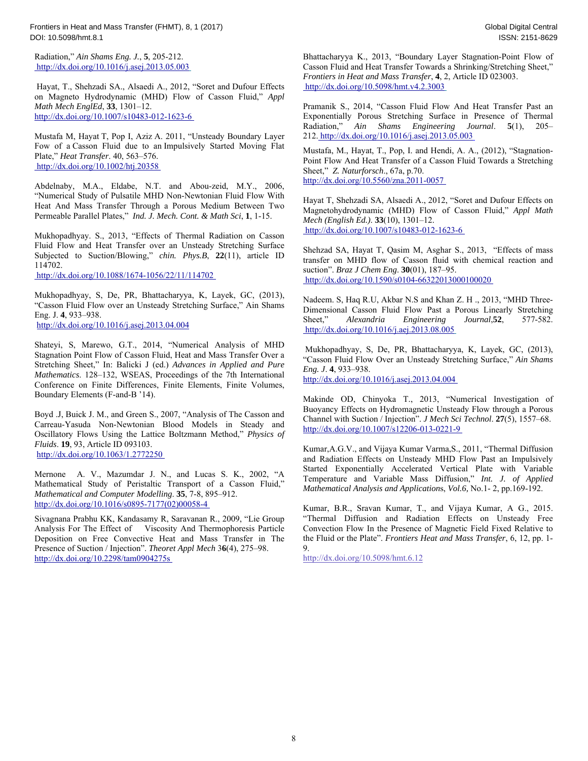Radiation," *Ain Shams Eng. J.*, **5**, 205-212.
http://dx.doi.org/10.1016/j.asej.2013.05.003

Hayat, T., Shehzadi SA., Alsaedi A., 2012, "Soret and Dufour Effects on Magneto Hydrodynamic (MHD) Flow of Casson Fluid," *Appl Math Mech EnglEd*, **33**, 1301–12.
http://dx.doi.org/10.1007/s10483-012-1623-6

Mustafa M, Hayat T, Pop I, Aziz A. 2011, "Unsteady Boundary Layer Fow of a Casson Fluid due to an Impulsively Started Moving Flat Plate," *Heat Transfer*. 40, 563–576.
http://dx.doi.org/10.1002/htj.20358

Abdelnaby, M.A., Eldabe, N.T. and Abou-zeid, M.Y., 2006, "Numerical Study of Pulsatile MHD Non-Newtonian Fluid Flow With Heat And Mass Transfer Through a Porous Medium Between Two Permeable Parallel Plates," *Ind. J. Mech. Cont. & Math Sci*, **1**, 1-15.

Mukhopadhyay. S., 2013, "Effects of Thermal Radiation on Casson Fluid Flow and Heat Transfer over an Unsteady Stretching Surface Subjected to Suction/Blowing," *chin. Phys.B*, **22**(11), article ID 114702.
http://dx.doi.org/10.1088/1674-1056/22/11/114702

Mukhopadhyay, S, De, PR, Bhattacharyya, K, Layek, GC, (2013), "Casson Fluid Flow over an Unsteady Stretching Surface," Ain Shams Eng. J. **4**, 933–938.
http://dx.doi.org/10.1016/j.asej.2013.04.004

Shateyi, S, Marewo, G.T., 2014, "Numerical Analysis of MHD Stagnation Point Flow of Casson Fluid, Heat and Mass Transfer Over a Stretching Sheet," In: Balicki J (ed.) *Advances in Applied and Pure Mathematics*. 128–132, WSEAS, Proceedings of the 7th International Conference on Finite Differences, Finite Elements, Finite Volumes, Boundary Elements (F-and-B '14).

Boyd .J, Buick J. M., and Green S., 2007, "Analysis of The Casson and Carreau-Yasuda Non-Newtonian Blood Models in Steady and Oscillatory Flows Using the Lattice Boltzmann Method," *Physics of Fluids*. **19**, 93, Article ID 093103.
http://dx.doi.org/10.1063/1.2772250

Mernone A. V., Mazumdar J. N., and Lucas S. K., 2002, "A Mathematical Study of Peristaltic Transport of a Casson Fluid," *Mathematical and Computer Modelling*. **35**, 7-8, 895–912.
http://dx.doi.org/10.1016/s0895-7177(02)00058-4

Sivagnana Prabhu KK, Kandasamy R, Saravanan R., 2009, "Lie Group Analysis For The Effect of Viscosity And Thermophoresis Particle Deposition on Free Convective Heat and Mass Transfer in The Presence of Suction / Injection". *Theoret Appl Mech* 3**6**(4), 275–98.
http://dx.doi.org/10.2298/tam0904275s

Bhattacharyya K., 2013, "Boundary Layer Stagnation-Point Flow of Casson Fluid and Heat Transfer Towards a Shrinking/Stretching Sheet," *Frontiers in Heat and Mass Transfer*, **4**, 2, Article ID 023003.
http://dx.doi.org/10.5098/hmt.v4.2.3003

Pramanik S., 2014, "Casson Fluid Flow And Heat Transfer Past an Exponentially Porous Stretching Surface in Presence of Thermal Radiation," *Ain Shams Engineering Journal*. **5**(1), 205–212. http://dx.doi.org/10.1016/j.asej.2013.05.003

Mustafa, M., Hayat, T., Pop, I. and Hendi, A. A., (2012), "Stagnation-Point Flow And Heat Transfer of a Casson Fluid Towards a Stretching Sheet," *Z. Naturforsch*., 67a, p.70.
http://dx.doi.org/10.5560/zna.2011-0057

Hayat T, Shehzadi SA, Alsaedi A., 2012, "Soret and Dufour Effects on Magnetohydrodynamic (MHD) Flow of Casson Fluid," *Appl Math Mech (English Ed.)*. **33**(10), 1301–12.
http://dx.doi.org/10.1007/s10483-012-1623-6

Shehzad SA, Hayat T, Qasim M, Asghar S., 2013, "Effects of mass transfer on MHD flow of Casson fluid with chemical reaction and suction". *Braz J Chem Eng*. **30**(01), 187–95.
http://dx.doi.org/10.1590/s0104-66322013000100020

Nadeem. S, Haq R.U, Akbar N.S and Khan Z. H ., 2013, "MHD Three-Dimensional Casson Fluid Flow Past a Porous Linearly Stretching Sheet," *Alexandria Engineering Journal*,**52**, 577-582.
http://dx.doi.org/10.1016/j.aej.2013.08.005

Mukhopadhyay, S, De, PR, Bhattacharyya, K, Layek, GC, (2013), "Casson Fluid Flow Over an Unsteady Stretching Surface," *Ain Shams Eng. J*. **4**, 933–938.
http://dx.doi.org/10.1016/j.asej.2013.04.004

Makinde OD, Chinyoka T., 2013, "Numerical Investigation of Buoyancy Effects on Hydromagnetic Unsteady Flow through a Porous Channel with Suction / Injection". *J Mech Sci Technol*. **27**(5), 1557–68.
http://dx.doi.org/10.1007/s12206-013-0221-9

Kumar,A.G.V., and Vijaya Kumar Varma,S., 2011, "Thermal Diffusion and Radiation Effects on Unsteady MHD Flow Past an Impulsively Started Exponentially Accelerated Vertical Plate with Variable Temperature and Variable Mass Diffusion," *Int. J. of Applied Mathematical Analysis and Applications, Vol.6,* No.1- 2, pp.169-192.

Kumar, B.R., Sravan Kumar, T., and Vijaya Kumar, A G., 2015. "Thermal Diffusion and Radiation Effects on Unsteady Free Convection Flow In the Presence of Magnetic Field Fixed Relative to the Fluid or the Plate". *Frontiers Heat and Mass Transfer*, 6, 12, pp. 1-9.
http://dx.doi.org/10.5098/hmt.6.12